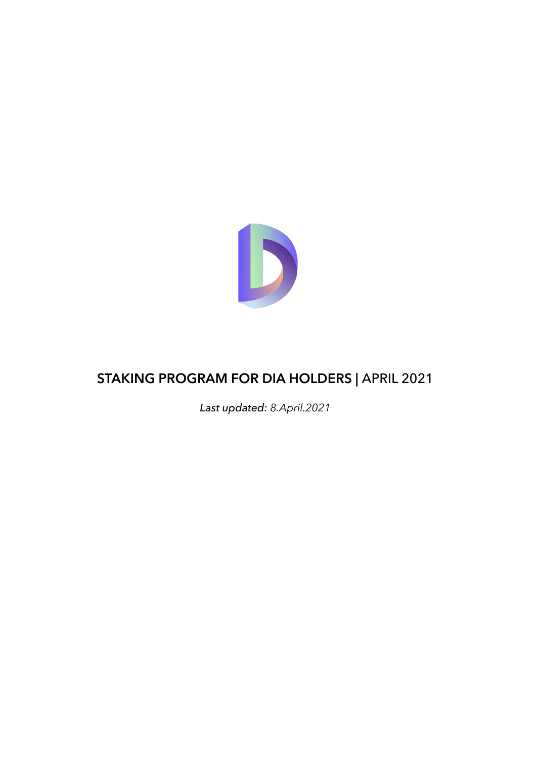# **STAKING PROGRAM FOR DIA HOLDERS** | APRIL 2021

*Last updated: 8.April.2021*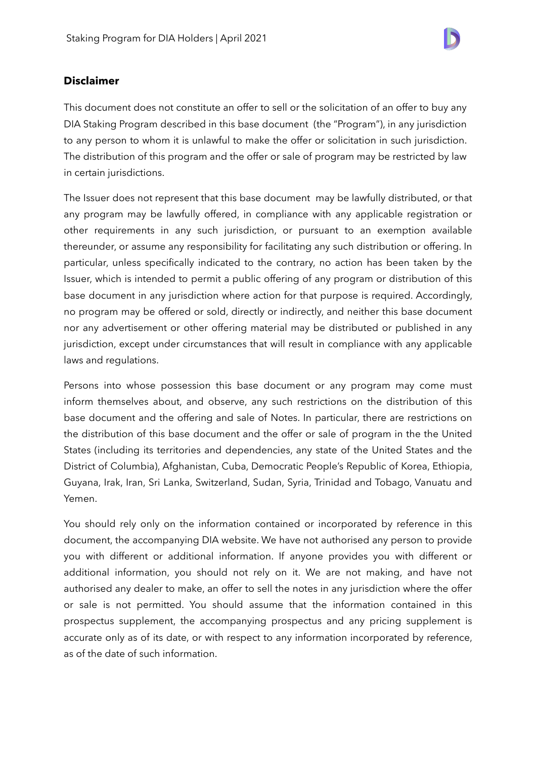## Disclaimer

This document does not constitute an offer to sell or the solicitation of an offer to buy any DIA Staking Program described in this base document (the "Program"), in any jurisdiction to any person to whom it is unlawful to make the offer or solicitation in such jurisdiction. The distribution of this program and the offer or sale of program may be restricted by law in certain jurisdictions.

The Issuer does not represent that this base document may be lawfully distributed, or that any program may be lawfully offered, in compliance with any applicable registration or other requirements in any such jurisdiction, or pursuant to an exemption available thereunder, or assume any responsibility for facilitating any such distribution or offering. In particular, unless specifically indicated to the contrary, no action has been taken by the Issuer, which is intended to permit a public offering of any program or distribution of this base document in any jurisdiction where action for that purpose is required. Accordingly, no program may be offered or sold, directly or indirectly, and neither this base document nor any advertisement or other offering material may be distributed or published in any jurisdiction, except under circumstances that will result in compliance with any applicable laws and regulations.

Persons into whose possession this base document or any program may come must inform themselves about, and observe, any such restrictions on the distribution of this base document and the offering and sale of Notes. In particular, there are restrictions on the distribution of this base document and the offer or sale of program in the the United States (including its territories and dependencies, any state of the United States and the District of Columbia), Afghanistan, Cuba, Democratic People's Republic of Korea, Ethiopia, Guyana, Irak, Iran, Sri Lanka, Switzerland, Sudan, Syria, Trinidad and Tobago, Vanuatu and Yemen.

You should rely only on the information contained or incorporated by reference in this document, the accompanying DIA website. We have not authorised any person to provide you with different or additional information. If anyone provides you with different or additional information, you should not rely on it. We are not making, and have not authorised any dealer to make, an offer to sell the notes in any jurisdiction where the offer or sale is not permitted. You should assume that the information contained in this prospectus supplement, the accompanying prospectus and any pricing supplement is accurate only as of its date, or with respect to any information incorporated by reference, as of the date of such information.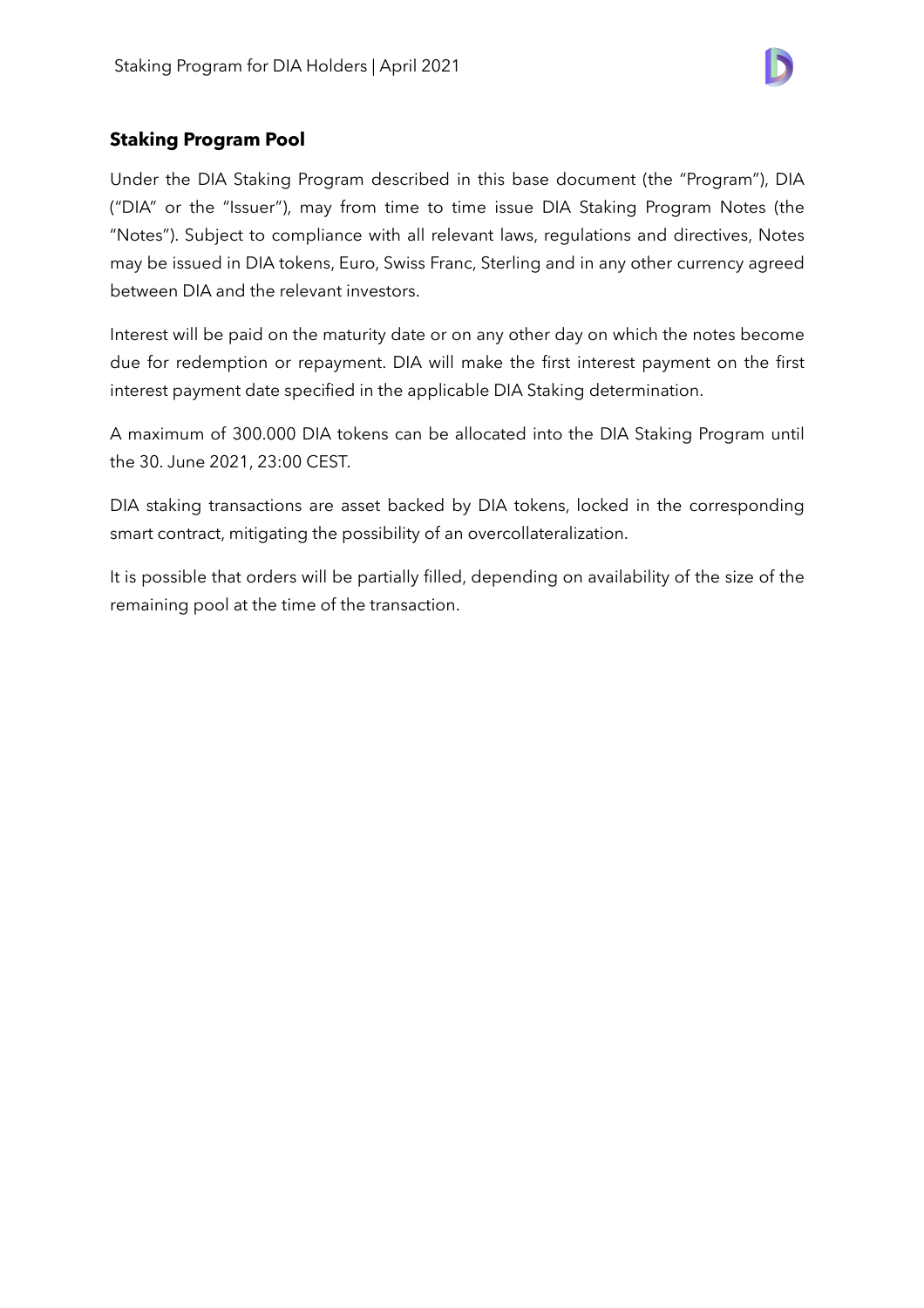## Staking Program Pool

Under the DIA Staking Program described in this base document (the "Program"), DIA ("DIA" or the "Issuer"), may from time to time issue DIA Staking Program Notes (the "Notes"). Subject to compliance with all relevant laws, regulations and directives, Notes may be issued in DIA tokens, Euro, Swiss Franc, Sterling and in any other currency agreed between DIA and the relevant investors.

Interest will be paid on the maturity date or on any other day on which the notes become due for redemption or repayment. DIA will make the first interest payment on the first interest payment date specified in the applicable DIA Staking determination.

A maximum of 300.000 DIA tokens can be allocated into the DIA Staking Program until the 30. June 2021, 23:00 CEST.

DIA staking transactions are asset backed by DIA tokens, locked in the corresponding smart contract, mitigating the possibility of an overcollateralization.

It is possible that orders will be partially filled, depending on availability of the size of the remaining pool at the time of the transaction.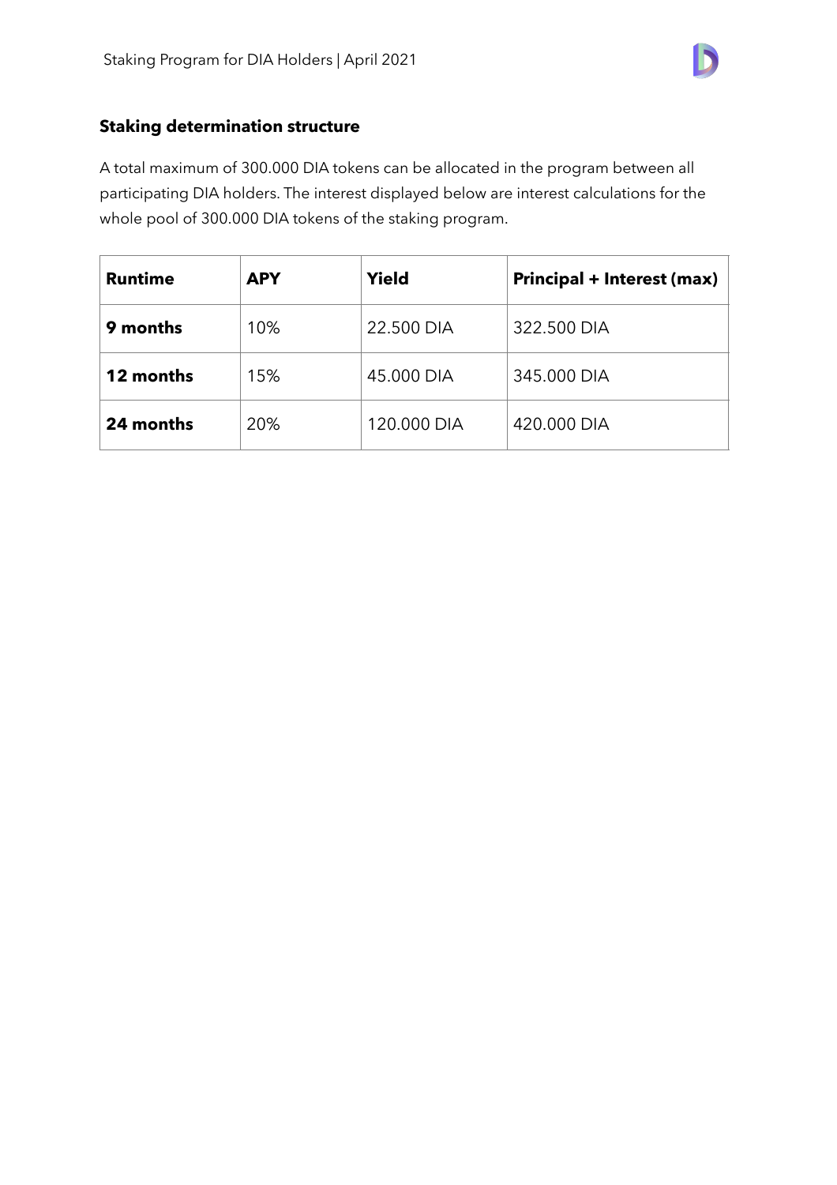### Staking determination structure

A total maximum of 300.000 DIA tokens can be allocated in the program between all participating DIA holders. The interest displayed below are interest calculations for the whole pool of 300.000 DIA tokens of the staking program.

| Runtime | APY | Yield | Principal + Interest (max) |
|---|---|---|---|
| **9 months** | 10% | 22.500 DIA | 322.500 DIA |
| **12 months** | 15% | 45.000 DIA | 345.000 DIA |
| **24 months** | 20% | 120.000 DIA | 420.000 DIA |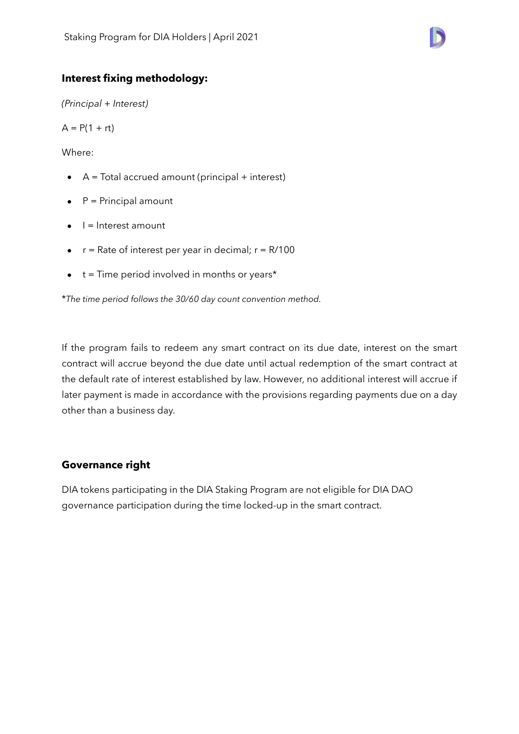### **Interest fixing methodology:**

*(Principal + Interest)*

$A = P(1 + rt)$

Where:

- $A$ = Total accrued amount (principal + interest)
- $P$ = Principal amount
- $I$ = Interest amount
- $r$ = Rate of interest per year in decimal; $r = R/100$
- $t$ = Time period involved in months or years*

**The time period follows the 30/60 day count convention method.*

If the program fails to redeem any smart contract on its due date, interest on the smart contract will accrue beyond the due date until actual redemption of the smart contract at the default rate of interest established by law. However, no additional interest will accrue if later payment is made in accordance with the provisions regarding payments due on a day other than a business day.

### **Governance right**

DIA tokens participating in the DIA Staking Program are not eligible for DIA DAO governance participation during the time locked-up in the smart contract.